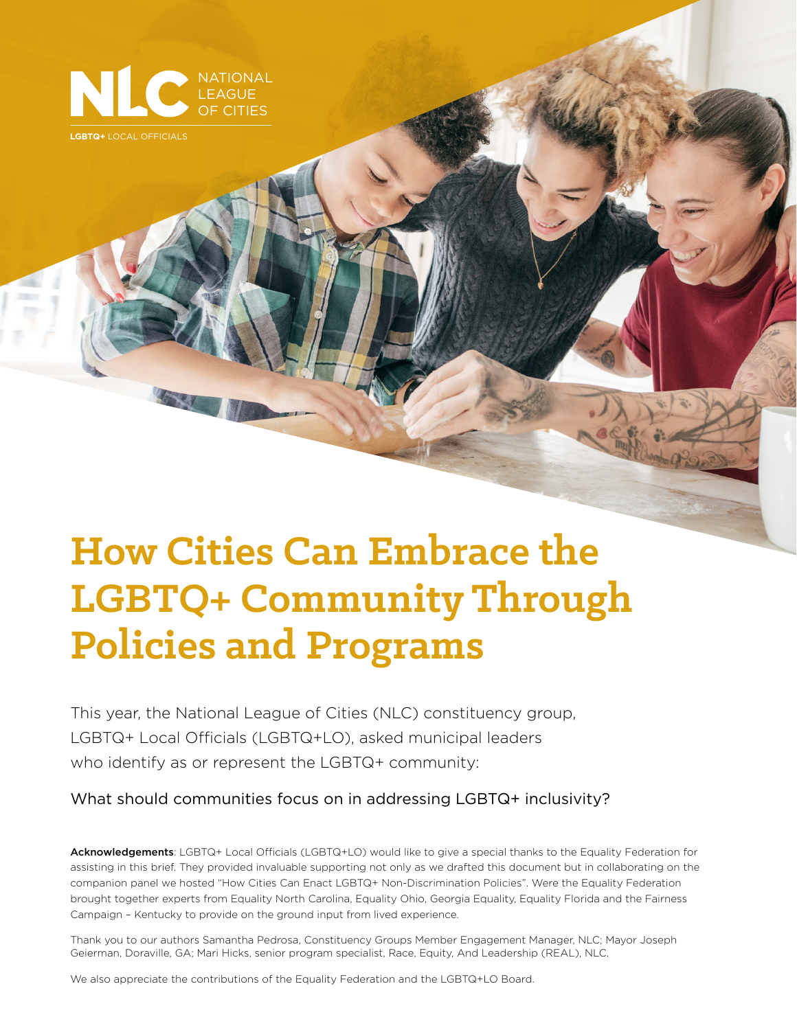NLC NATIONAL LEAGUE OF CITIES

**LGBTQ+** LOCAL OFFICIALS

# How Cities Can Embrace the LGBTQ+ Community Through Policies and Programs

This year, the National League of Cities (NLC) constituency group, LGBTQ+ Local Officials (LGBTQ+LO), asked municipal leaders who identify as or represent the LGBTQ+ community:

What should communities focus on in addressing LGBTQ+ inclusivity?

**Acknowledgements**: LGBTQ+ Local Officials (LGBTQ+LO) would like to give a special thanks to the Equality Federation for assisting in this brief. They provided invaluable supporting not only as we drafted this document but in collaborating on the companion panel we hosted "How Cities Can Enact LGBTQ+ Non-Discrimination Policies". Were the Equality Federation brought together experts from Equality North Carolina, Equality Ohio, Georgia Equality, Equality Florida and the Fairness Campaign – Kentucky to provide on the ground input from lived experience.

Thank you to our authors Samantha Pedrosa, Constituency Groups Member Engagement Manager, NLC; Mayor Joseph Geierman, Doraville, GA; Mari Hicks, senior program specialist, Race, Equity, And Leadership (REAL), NLC.

We also appreciate the contributions of the Equality Federation and the LGBTQ+LO Board.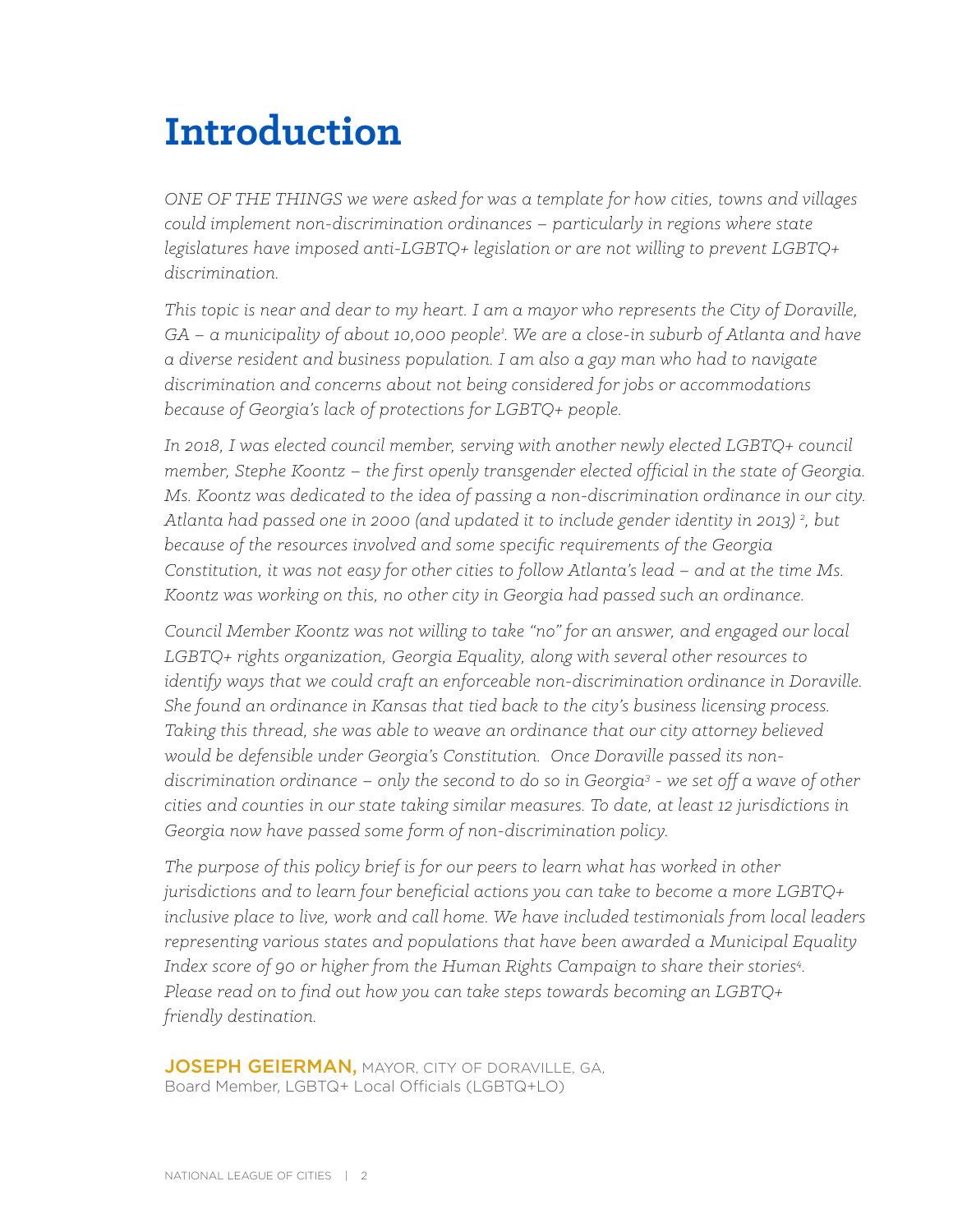# Introduction

*ONE OF THE THINGS we were asked for was a template for how cities, towns and villages could implement non-discrimination ordinances – particularly in regions where state legislatures have imposed anti-LGBTQ+ legislation or are not willing to prevent LGBTQ+ discrimination.*

*This topic is near and dear to my heart. I am a mayor who represents the City of Doraville, GA – a municipality of about 10,000 people[1]. We are a close-in suburb of Atlanta and have a diverse resident and business population. I am also a gay man who had to navigate discrimination and concerns about not being considered for jobs or accommodations because of Georgia's lack of protections for LGBTQ+ people.*

*In 2018, I was elected council member, serving with another newly elected LGBTQ+ council member, Stephe Koontz – the first openly transgender elected official in the state of Georgia. Ms. Koontz was dedicated to the idea of passing a non-discrimination ordinance in our city. Atlanta had passed one in 2000 (and updated it to include gender identity in 2013) [2], but because of the resources involved and some specific requirements of the Georgia Constitution, it was not easy for other cities to follow Atlanta's lead – and at the time Ms. Koontz was working on this, no other city in Georgia had passed such an ordinance.*

*Council Member Koontz was not willing to take "no" for an answer, and engaged our local LGBTQ+ rights organization, Georgia Equality, along with several other resources to identify ways that we could craft an enforceable non-discrimination ordinance in Doraville. She found an ordinance in Kansas that tied back to the city's business licensing process. Taking this thread, she was able to weave an ordinance that our city attorney believed would be defensible under Georgia's Constitution. Once Doraville passed its non-discrimination ordinance – only the second to do so in Georgia[3] - we set off a wave of other cities and counties in our state taking similar measures. To date, at least 12 jurisdictions in Georgia now have passed some form of non-discrimination policy.*

*The purpose of this policy brief is for our peers to learn what has worked in other jurisdictions and to learn four beneficial actions you can take to become a more LGBTQ+ inclusive place to live, work and call home. We have included testimonials from local leaders representing various states and populations that have been awarded a Municipal Equality Index score of 90 or higher from the Human Rights Campaign to share their stories[4]. Please read on to find out how you can take steps towards becoming an LGBTQ+ friendly destination.*

**JOSEPH GEIERMAN,** MAYOR, CITY OF DORAVILLE, GA,
Board Member, LGBTQ+ Local Officials (LGBTQ+LO)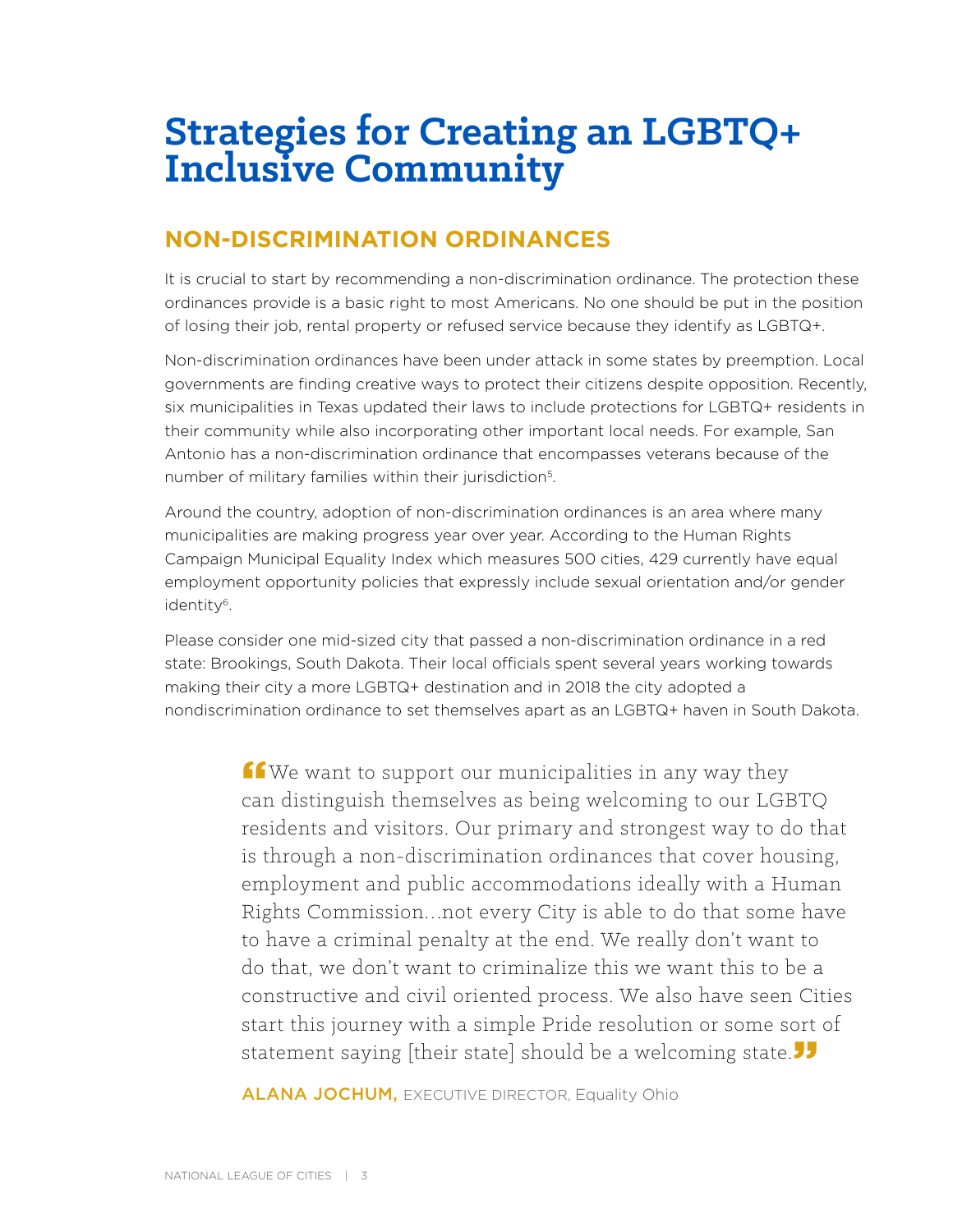# Strategies for Creating an LGBTQ+ Inclusive Community

## NON-DISCRIMINATION ORDINANCES

It is crucial to start by recommending a non-discrimination ordinance. The protection these ordinances provide is a basic right to most Americans. No one should be put in the position of losing their job, rental property or refused service because they identify as LGBTQ+.

Non-discrimination ordinances have been under attack in some states by preemption. Local governments are finding creative ways to protect their citizens despite opposition. Recently, six municipalities in Texas updated their laws to include protections for LGBTQ+ residents in their community while also incorporating other important local needs. For example, San Antonio has a non-discrimination ordinance that encompasses veterans because of the number of military families within their jurisdiction[5].

Around the country, adoption of non-discrimination ordinances is an area where many municipalities are making progress year over year. According to the Human Rights Campaign Municipal Equality Index which measures 500 cities, 429 currently have equal employment opportunity policies that expressly include sexual orientation and/or gender identity[6].

Please consider one mid-sized city that passed a non-discrimination ordinance in a red state: Brookings, South Dakota. Their local officials spent several years working towards making their city a more LGBTQ+ destination and in 2018 the city adopted a nondiscrimination ordinance to set themselves apart as an LGBTQ+ haven in South Dakota.

> "We want to support our municipalities in any way they can distinguish themselves as being welcoming to our LGBTQ residents and visitors. Our primary and strongest way to do that is through a non-discrimination ordinances that cover housing, employment and public accommodations ideally with a Human Rights Commission…not every City is able to do that some have to have a criminal penalty at the end. We really don't want to do that, we don't want to criminalize this we want this to be a constructive and civil oriented process. We also have seen Cities start this journey with a simple Pride resolution or some sort of statement saying [their state] should be a welcoming state."
>
> **ALANA JOCHUM,** EXECUTIVE DIRECTOR, Equality Ohio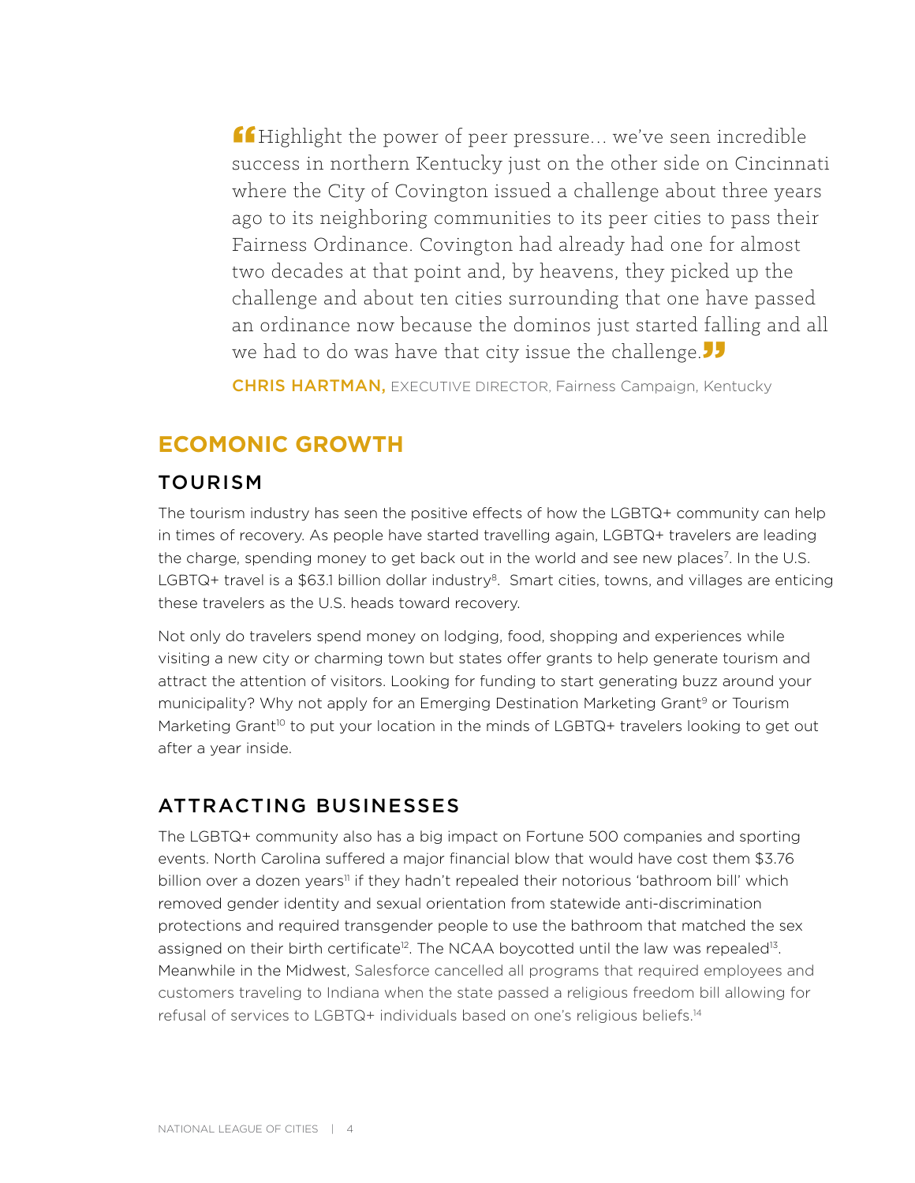> "Highlight the power of peer pressure… we've seen incredible success in northern Kentucky just on the other side on Cincinnati where the City of Covington issued a challenge about three years ago to its neighboring communities to its peer cities to pass their Fairness Ordinance. Covington had already had one for almost two decades at that point and, by heavens, they picked up the challenge and about ten cities surrounding that one have passed an ordinance now because the dominos just started falling and all we had to do was have that city issue the challenge."
>
> **CHRIS HARTMAN,** EXECUTIVE DIRECTOR, Fairness Campaign, Kentucky

## ECOMONIC GROWTH

### TOURISM

The tourism industry has seen the positive effects of how the LGBTQ+ community can help in times of recovery. As people have started travelling again, LGBTQ+ travelers are leading the charge, spending money to get back out in the world and see new places[7]. In the U.S. LGBTQ+ travel is a $63.1 billion dollar industry[8]. Smart cities, towns, and villages are enticing these travelers as the U.S. heads toward recovery.

Not only do travelers spend money on lodging, food, shopping and experiences while visiting a new city or charming town but states offer grants to help generate tourism and attract the attention of visitors. Looking for funding to start generating buzz around your municipality? Why not apply for an Emerging Destination Marketing Grant[9] or Tourism Marketing Grant[10] to put your location in the minds of LGBTQ+ travelers looking to get out after a year inside.

### ATTRACTING BUSINESSES

The LGBTQ+ community also has a big impact on Fortune 500 companies and sporting events. North Carolina suffered a major financial blow that would have cost them $3.76 billion over a dozen years[11] if they hadn't repealed their notorious 'bathroom bill' which removed gender identity and sexual orientation from statewide anti-discrimination protections and required transgender people to use the bathroom that matched the sex assigned on their birth certificate[12]. The NCAA boycotted until the law was repealed[13]. Meanwhile in the Midwest, Salesforce cancelled all programs that required employees and customers traveling to Indiana when the state passed a religious freedom bill allowing for refusal of services to LGBTQ+ individuals based on one's religious beliefs.[14]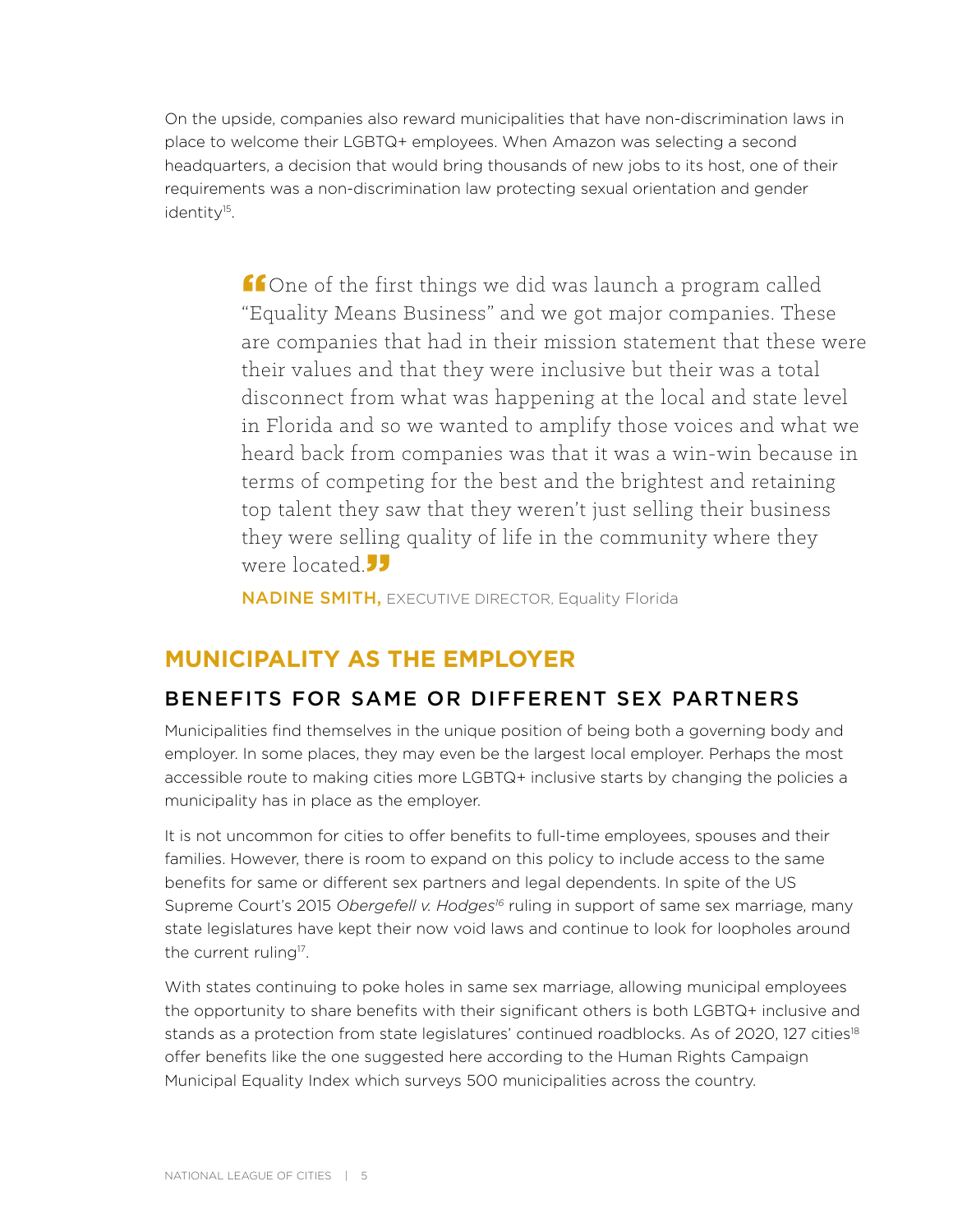On the upside, companies also reward municipalities that have non-discrimination laws in place to welcome their LGBTQ+ employees. When Amazon was selecting a second headquarters, a decision that would bring thousands of new jobs to its host, one of their requirements was a non-discrimination law protecting sexual orientation and gender identity[15].

> "One of the first things we did was launch a program called "Equality Means Business" and we got major companies. These are companies that had in their mission statement that these were their values and that they were inclusive but their was a total disconnect from what was happening at the local and state level in Florida and so we wanted to amplify those voices and what we heard back from companies was that it was a win-win because in terms of competing for the best and the brightest and retaining top talent they saw that they weren't just selling their business they were selling quality of life in the community where they were located."
>
> **NADINE SMITH,** EXECUTIVE DIRECTOR, Equality Florida

## MUNICIPALITY AS THE EMPLOYER

### BENEFITS FOR SAME OR DIFFERENT SEX PARTNERS

Municipalities find themselves in the unique position of being both a governing body and employer. In some places, they may even be the largest local employer. Perhaps the most accessible route to making cities more LGBTQ+ inclusive starts by changing the policies a municipality has in place as the employer.

It is not uncommon for cities to offer benefits to full-time employees, spouses and their families. However, there is room to expand on this policy to include access to the same benefits for same or different sex partners and legal dependents. In spite of the US Supreme Court's 2015 *Obergefell v. Hodges*[16] ruling in support of same sex marriage, many state legislatures have kept their now void laws and continue to look for loopholes around the current ruling[17].

With states continuing to poke holes in same sex marriage, allowing municipal employees the opportunity to share benefits with their significant others is both LGBTQ+ inclusive and stands as a protection from state legislatures' continued roadblocks. As of 2020, 127 cities[18] offer benefits like the one suggested here according to the Human Rights Campaign Municipal Equality Index which surveys 500 municipalities across the country.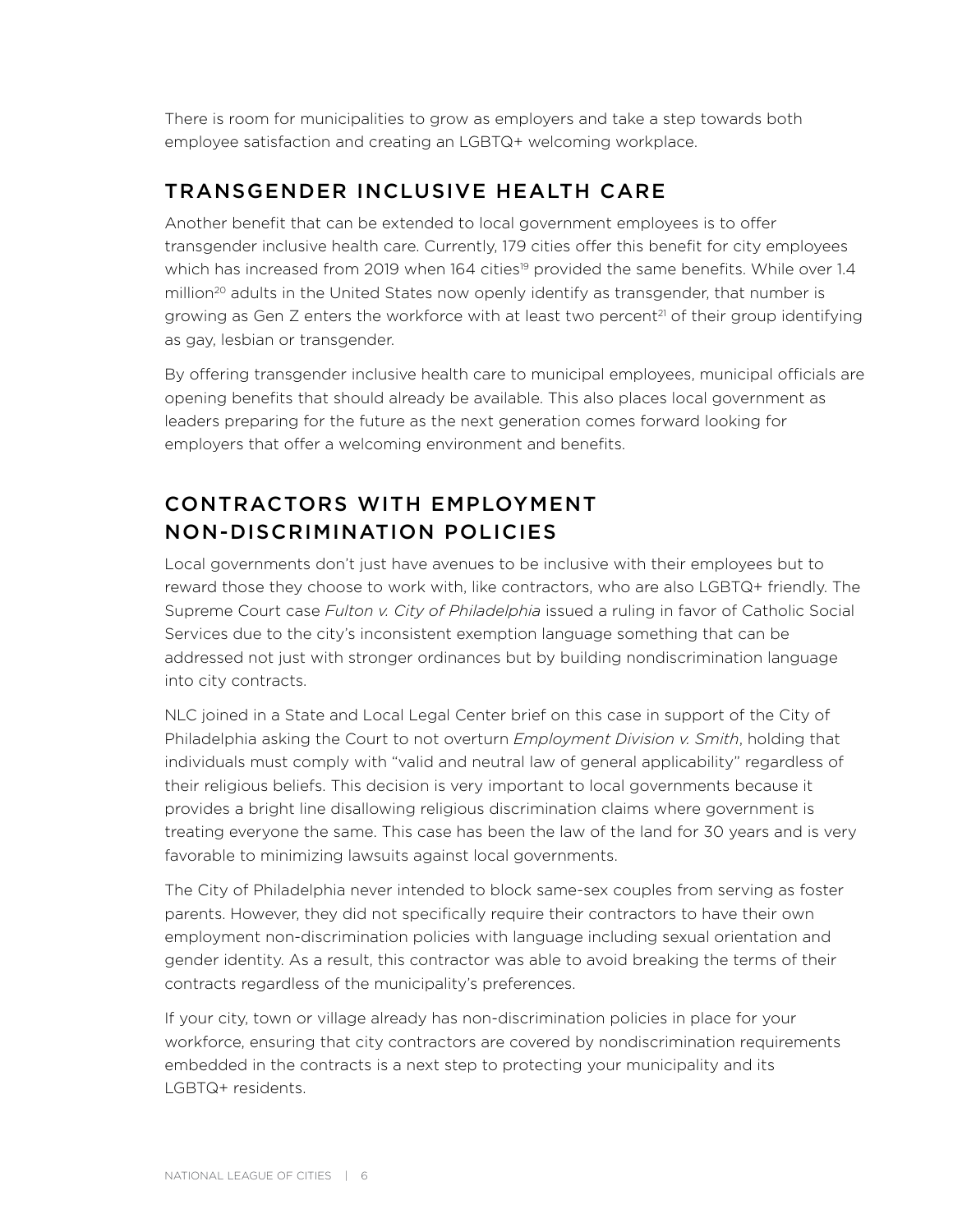There is room for municipalities to grow as employers and take a step towards both employee satisfaction and creating an LGBTQ+ welcoming workplace.

## TRANSGENDER INCLUSIVE HEALTH CARE

Another benefit that can be extended to local government employees is to offer transgender inclusive health care. Currently, 179 cities offer this benefit for city employees which has increased from 2019 when 164 cities[19] provided the same benefits. While over 1.4 million[20] adults in the United States now openly identify as transgender, that number is growing as Gen Z enters the workforce with at least two percent[21] of their group identifying as gay, lesbian or transgender.

By offering transgender inclusive health care to municipal employees, municipal officials are opening benefits that should already be available. This also places local government as leaders preparing for the future as the next generation comes forward looking for employers that offer a welcoming environment and benefits.

## CONTRACTORS WITH EMPLOYMENT NON-DISCRIMINATION POLICIES

Local governments don't just have avenues to be inclusive with their employees but to reward those they choose to work with, like contractors, who are also LGBTQ+ friendly. The Supreme Court case *Fulton v. City of Philadelphia* issued a ruling in favor of Catholic Social Services due to the city's inconsistent exemption language something that can be addressed not just with stronger ordinances but by building nondiscrimination language into city contracts.

NLC joined in a State and Local Legal Center brief on this case in support of the City of Philadelphia asking the Court to not overturn *Employment Division v. Smith*, holding that individuals must comply with "valid and neutral law of general applicability" regardless of their religious beliefs. This decision is very important to local governments because it provides a bright line disallowing religious discrimination claims where government is treating everyone the same. This case has been the law of the land for 30 years and is very favorable to minimizing lawsuits against local governments.

The City of Philadelphia never intended to block same-sex couples from serving as foster parents. However, they did not specifically require their contractors to have their own employment non-discrimination policies with language including sexual orientation and gender identity. As a result, this contractor was able to avoid breaking the terms of their contracts regardless of the municipality's preferences.

If your city, town or village already has non-discrimination policies in place for your workforce, ensuring that city contractors are covered by nondiscrimination requirements embedded in the contracts is a next step to protecting your municipality and its LGBTQ+ residents.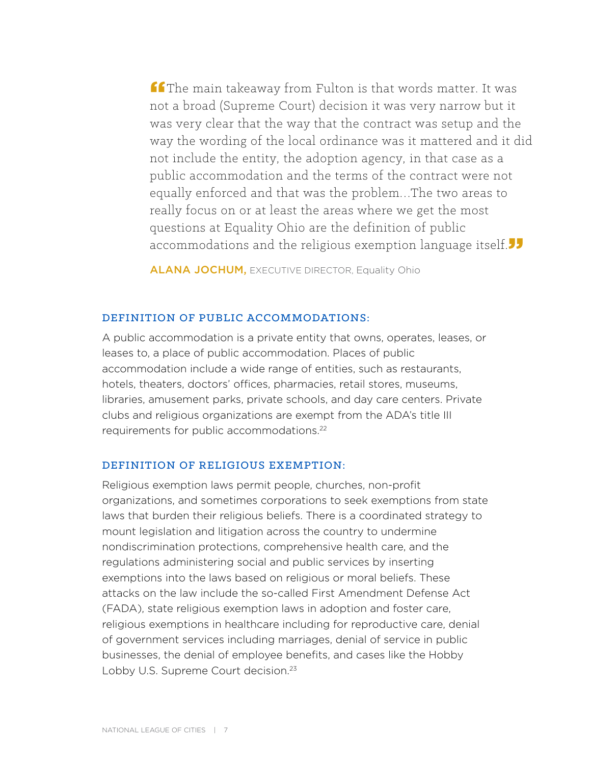> "The main takeaway from Fulton is that words matter. It was not a broad (Supreme Court) decision it was very narrow but it was very clear that the way that the contract was setup and the way the wording of the local ordinance was it mattered and it did not include the entity, the adoption agency, in that case as a public accommodation and the terms of the contract were not equally enforced and that was the problem…The two areas to really focus on or at least the areas where we get the most questions at Equality Ohio are the definition of public accommodations and the religious exemption language itself."
>
> **ALANA JOCHUM,** EXECUTIVE DIRECTOR, Equality Ohio

### DEFINITION OF PUBLIC ACCOMMODATIONS:

A public accommodation is a private entity that owns, operates, leases, or leases to, a place of public accommodation. Places of public accommodation include a wide range of entities, such as restaurants, hotels, theaters, doctors' offices, pharmacies, retail stores, museums, libraries, amusement parks, private schools, and day care centers. Private clubs and religious organizations are exempt from the ADA's title III requirements for public accommodations.[22]

### DEFINITION OF RELIGIOUS EXEMPTION:

Religious exemption laws permit people, churches, non-profit organizations, and sometimes corporations to seek exemptions from state laws that burden their religious beliefs. There is a coordinated strategy to mount legislation and litigation across the country to undermine nondiscrimination protections, comprehensive health care, and the regulations administering social and public services by inserting exemptions into the laws based on religious or moral beliefs. These attacks on the law include the so-called First Amendment Defense Act (FADA), state religious exemption laws in adoption and foster care, religious exemptions in healthcare including for reproductive care, denial of government services including marriages, denial of service in public businesses, the denial of employee benefits, and cases like the Hobby Lobby U.S. Supreme Court decision.[23]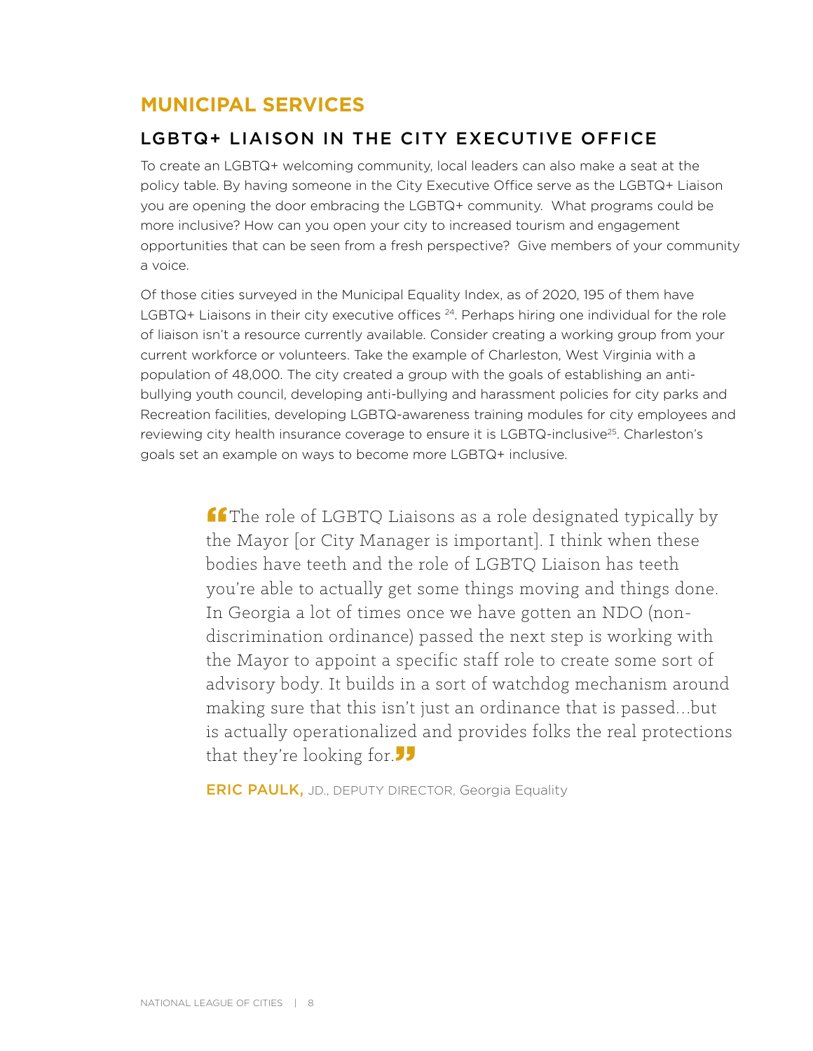# MUNICIPAL SERVICES

## LGBTQ+ LIAISON IN THE CITY EXECUTIVE OFFICE

To create an LGBTQ+ welcoming community, local leaders can also make a seat at the policy table. By having someone in the City Executive Office serve as the LGBTQ+ Liaison you are opening the door embracing the LGBTQ+ community. What programs could be more inclusive? How can you open your city to increased tourism and engagement opportunities that can be seen from a fresh perspective? Give members of your community a voice.

Of those cities surveyed in the Municipal Equality Index, as of 2020, 195 of them have LGBTQ+ Liaisons in their city executive offices [24]. Perhaps hiring one individual for the role of liaison isn't a resource currently available. Consider creating a working group from your current workforce or volunteers. Take the example of Charleston, West Virginia with a population of 48,000. The city created a group with the goals of establishing an anti-bullying youth council, developing anti-bullying and harassment policies for city parks and Recreation facilities, developing LGBTQ-awareness training modules for city employees and reviewing city health insurance coverage to ensure it is LGBTQ-inclusive[25]. Charleston's goals set an example on ways to become more LGBTQ+ inclusive.

> "The role of LGBTQ Liaisons as a role designated typically by the Mayor [or City Manager is important]. I think when these bodies have teeth and the role of LGBTQ Liaison has teeth you're able to actually get some things moving and things done. In Georgia a lot of times once we have gotten an NDO (non-discrimination ordinance) passed the next step is working with the Mayor to appoint a specific staff role to create some sort of advisory body. It builds in a sort of watchdog mechanism around making sure that this isn't just an ordinance that is passed…but is actually operationalized and provides folks the real protections that they're looking for."
>
> **ERIC PAULK,** JD., DEPUTY DIRECTOR, Georgia Equality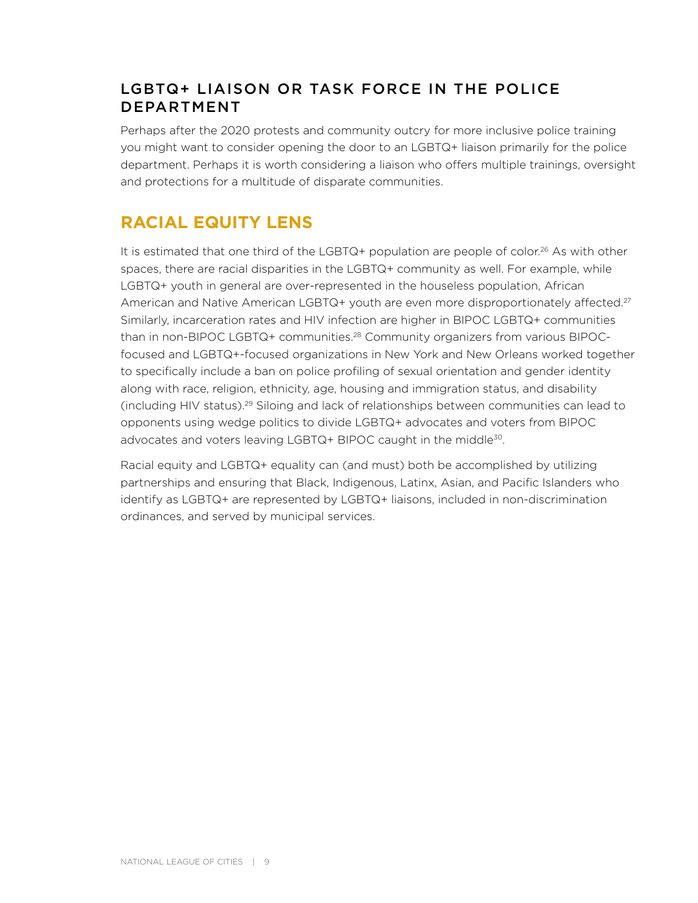### LGBTQ+ LIAISON OR TASK FORCE IN THE POLICE DEPARTMENT

Perhaps after the 2020 protests and community outcry for more inclusive police training you might want to consider opening the door to an LGBTQ+ liaison primarily for the police department. Perhaps it is worth considering a liaison who offers multiple trainings, oversight and protections for a multitude of disparate communities.

## RACIAL EQUITY LENS

It is estimated that one third of the LGBTQ+ population are people of color.[26] As with other spaces, there are racial disparities in the LGBTQ+ community as well. For example, while LGBTQ+ youth in general are over-represented in the houseless population, African American and Native American LGBTQ+ youth are even more disproportionately affected.[27] Similarly, incarceration rates and HIV infection are higher in BIPOC LGBTQ+ communities than in non-BIPOC LGBTQ+ communities.[28] Community organizers from various BIPOC-focused and LGBTQ+-focused organizations in New York and New Orleans worked together to specifically include a ban on police profiling of sexual orientation and gender identity along with race, religion, ethnicity, age, housing and immigration status, and disability (including HIV status).[29] Siloing and lack of relationships between communities can lead to opponents using wedge politics to divide LGBTQ+ advocates and voters from BIPOC advocates and voters leaving LGBTQ+ BIPOC caught in the middle[30].

Racial equity and LGBTQ+ equality can (and must) both be accomplished by utilizing partnerships and ensuring that Black, Indigenous, Latinx, Asian, and Pacific Islanders who identify as LGBTQ+ are represented by LGBTQ+ liaisons, included in non-discrimination ordinances, and served by municipal services.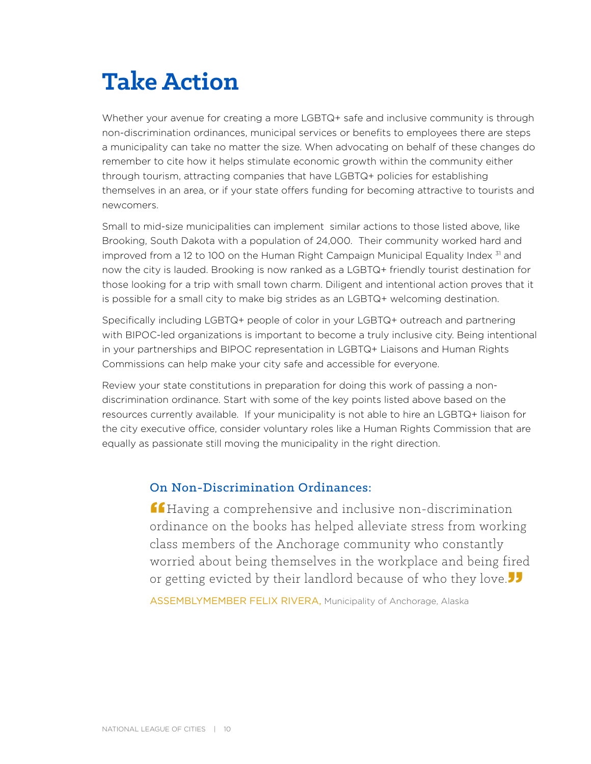# Take Action

Whether your avenue for creating a more LGBTQ+ safe and inclusive community is through non-discrimination ordinances, municipal services or benefits to employees there are steps a municipality can take no matter the size. When advocating on behalf of these changes do remember to cite how it helps stimulate economic growth within the community either through tourism, attracting companies that have LGBTQ+ policies for establishing themselves in an area, or if your state offers funding for becoming attractive to tourists and newcomers.

Small to mid-size municipalities can implement similar actions to those listed above, like Brooking, South Dakota with a population of 24,000. Their community worked hard and improved from a 12 to 100 on the Human Right Campaign Municipal Equality Index [31] and now the city is lauded. Brooking is now ranked as a LGBTQ+ friendly tourist destination for those looking for a trip with small town charm. Diligent and intentional action proves that it is possible for a small city to make big strides as an LGBTQ+ welcoming destination.

Specifically including LGBTQ+ people of color in your LGBTQ+ outreach and partnering with BIPOC-led organizations is important to become a truly inclusive city. Being intentional in your partnerships and BIPOC representation in LGBTQ+ Liaisons and Human Rights Commissions can help make your city safe and accessible for everyone.

Review your state constitutions in preparation for doing this work of passing a non-discrimination ordinance. Start with some of the key points listed above based on the resources currently available. If your municipality is not able to hire an LGBTQ+ liaison for the city executive office, consider voluntary roles like a Human Rights Commission that are equally as passionate still moving the municipality in the right direction.

### On Non-Discrimination Ordinances:

> "Having a comprehensive and inclusive non-discrimination ordinance on the books has helped alleviate stress from working class members of the Anchorage community who constantly worried about being themselves in the workplace and being fired or getting evicted by their landlord because of who they love."
>
> ASSEMBLYMEMBER FELIX RIVERA, Municipality of Anchorage, Alaska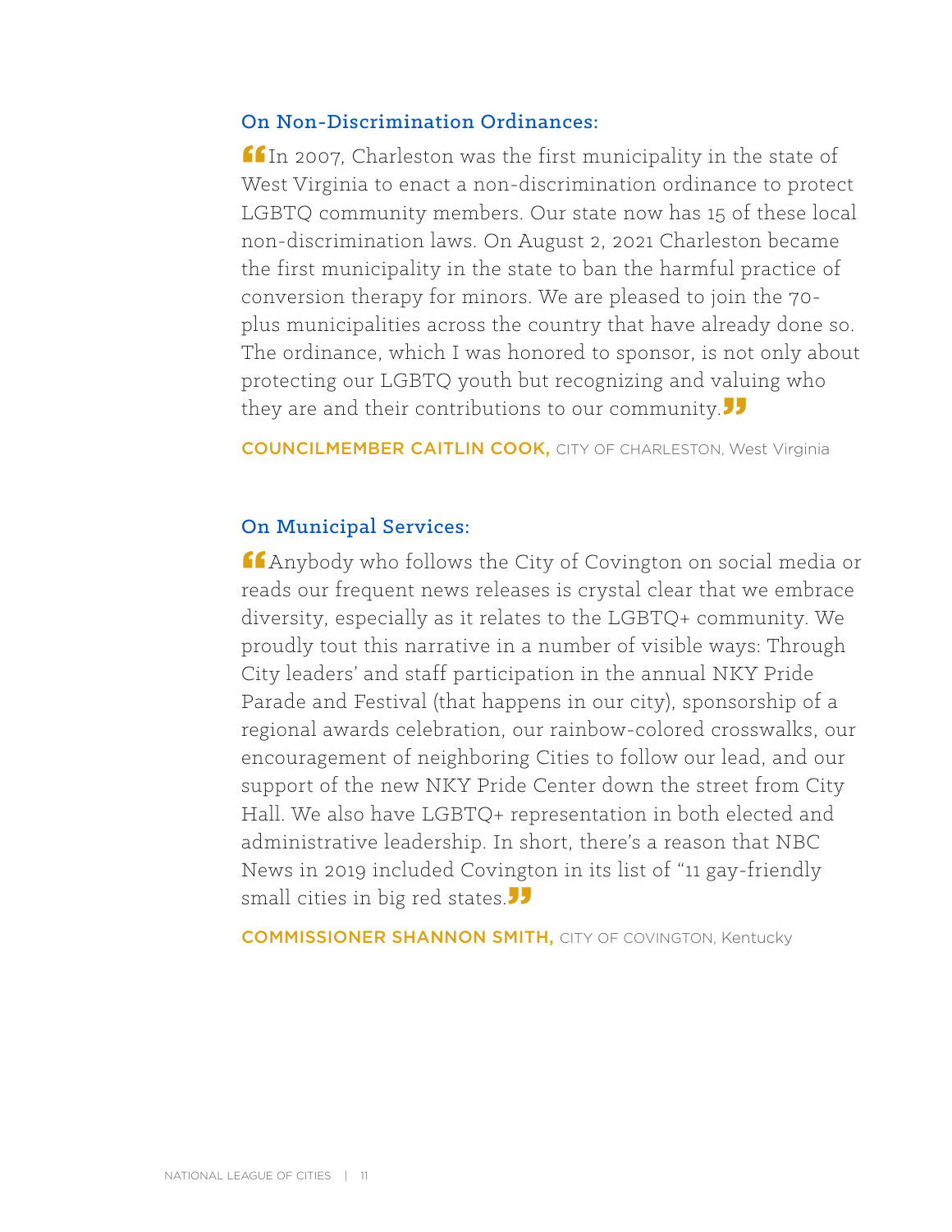### On Non-Discrimination Ordinances:

"In 2007, Charleston was the first municipality in the state of West Virginia to enact a non-discrimination ordinance to protect LGBTQ community members. Our state now has 15 of these local non-discrimination laws. On August 2, 2021 Charleston became the first municipality in the state to ban the harmful practice of conversion therapy for minors. We are pleased to join the 70-plus municipalities across the country that have already done so. The ordinance, which I was honored to sponsor, is not only about protecting our LGBTQ youth but recognizing and valuing who they are and their contributions to our community."

**COUNCILMEMBER CAITLIN COOK,** CITY OF CHARLESTON, West Virginia

### On Municipal Services:

"Anybody who follows the City of Covington on social media or reads our frequent news releases is crystal clear that we embrace diversity, especially as it relates to the LGBTQ+ community. We proudly tout this narrative in a number of visible ways: Through City leaders' and staff participation in the annual NKY Pride Parade and Festival (that happens in our city), sponsorship of a regional awards celebration, our rainbow-colored crosswalks, our encouragement of neighboring Cities to follow our lead, and our support of the new NKY Pride Center down the street from City Hall. We also have LGBTQ+ representation in both elected and administrative leadership. In short, there's a reason that NBC News in 2019 included Covington in its list of "11 gay-friendly small cities in big red states."

**COMMISSIONER SHANNON SMITH,** CITY OF COVINGTON, Kentucky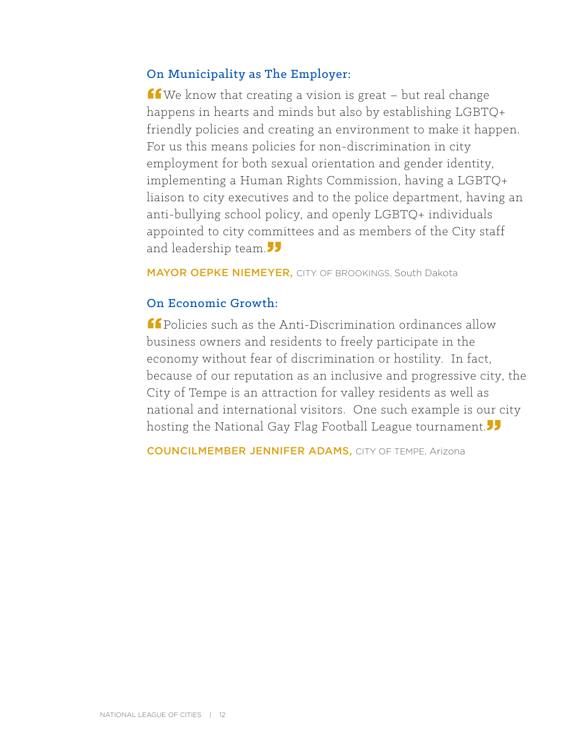### On Municipality as The Employer:

"We know that creating a vision is great – but real change happens in hearts and minds but also by establishing LGBTQ+ friendly policies and creating an environment to make it happen. For us this means policies for non-discrimination in city employment for both sexual orientation and gender identity, implementing a Human Rights Commission, having a LGBTQ+ liaison to city executives and to the police department, having an anti-bullying school policy, and openly LGBTQ+ individuals appointed to city committees and as members of the City staff and leadership team."

**MAYOR OEPKE NIEMEYER,** CITY OF BROOKINGS, South Dakota

### On Economic Growth:

"Policies such as the Anti-Discrimination ordinances allow business owners and residents to freely participate in the economy without fear of discrimination or hostility. In fact, because of our reputation as an inclusive and progressive city, the City of Tempe is an attraction for valley residents as well as national and international visitors. One such example is our city hosting the National Gay Flag Football League tournament."

**COUNCILMEMBER JENNIFER ADAMS,** CITY OF TEMPE, Arizona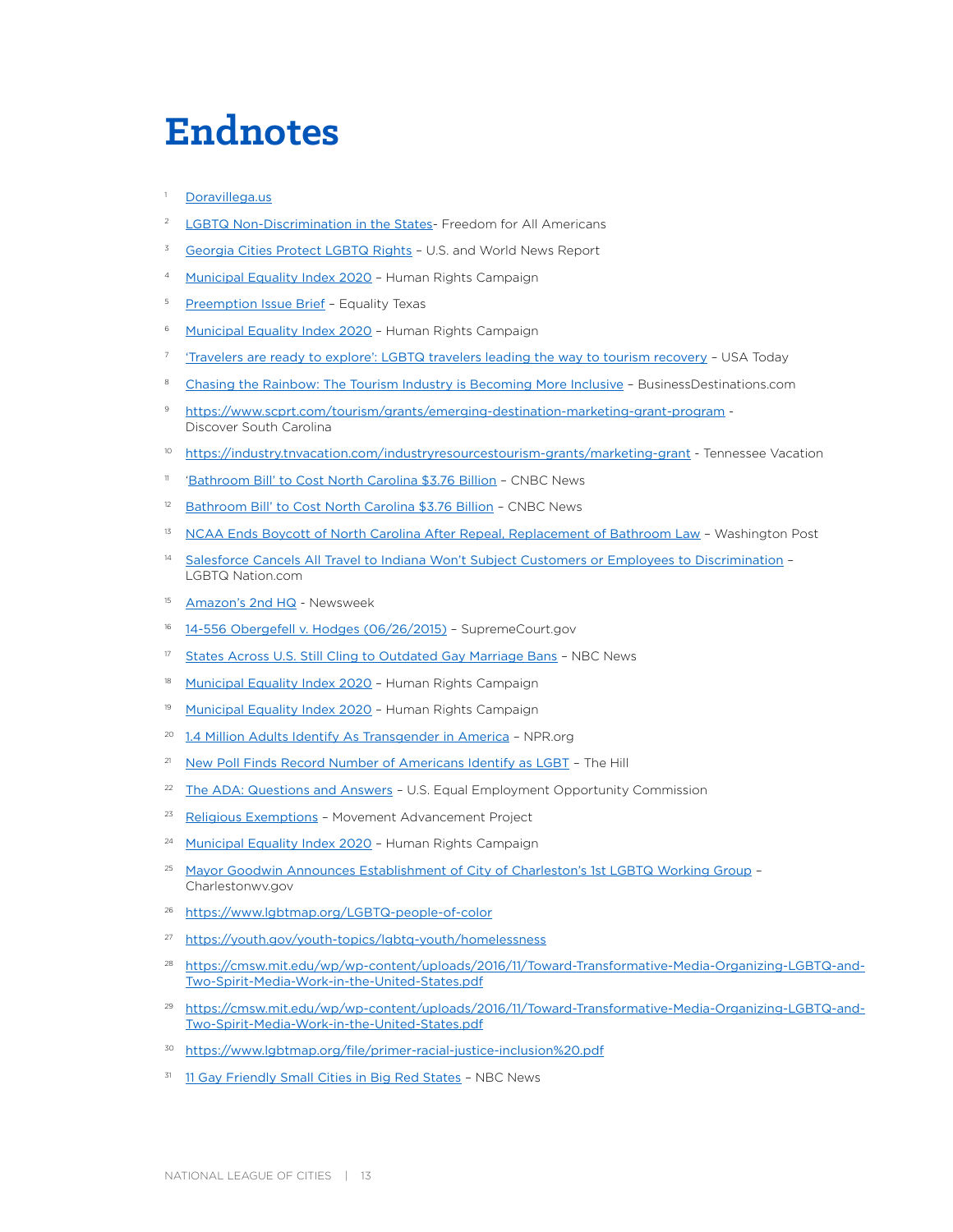# Endnotes

1. Doravillega.us
2. LGBTQ Non-Discrimination in the States- Freedom for All Americans
3. Georgia Cities Protect LGBTQ Rights – U.S. and World News Report
4. Municipal Equality Index 2020 – Human Rights Campaign
5. Preemption Issue Brief – Equality Texas
6. Municipal Equality Index 2020 – Human Rights Campaign
7. 'Travelers are ready to explore': LGBTQ travelers leading the way to tourism recovery – USA Today
8. Chasing the Rainbow: The Tourism Industry is Becoming More Inclusive – BusinessDestinations.com
9. https://www.scprt.com/tourism/grants/emerging-destination-marketing-grant-program - Discover South Carolina
10. https://industry.tnvacation.com/industryresourcestourism-grants/marketing-grant - Tennessee Vacation
11. 'Bathroom Bill' to Cost North Carolina $3.76 Billion – CNBC News
12. Bathroom Bill' to Cost North Carolina $3.76 Billion – CNBC News
13. NCAA Ends Boycott of North Carolina After Repeal, Replacement of Bathroom Law – Washington Post
14. Salesforce Cancels All Travel to Indiana Won't Subject Customers or Employees to Discrimination – LGBTQ Nation.com
15. Amazon's 2nd HQ - Newsweek
16. 14-556 Obergefell v. Hodges (06/26/2015) – SupremeCourt.gov
17. States Across U.S. Still Cling to Outdated Gay Marriage Bans – NBC News
18. Municipal Equality Index 2020 – Human Rights Campaign
19. Municipal Equality Index 2020 – Human Rights Campaign
20. 1.4 Million Adults Identify As Transgender in America – NPR.org
21. New Poll Finds Record Number of Americans Identify as LGBT – The Hill
22. The ADA: Questions and Answers – U.S. Equal Employment Opportunity Commission
23. Religious Exemptions – Movement Advancement Project
24. Municipal Equality Index 2020 – Human Rights Campaign
25. Mayor Goodwin Announces Establishment of City of Charleston's 1st LGBTQ Working Group – Charlestonwv.gov
26. https://www.lgbtmap.org/LGBTQ-people-of-color
27. https://youth.gov/youth-topics/lgbtq-youth/homelessness
28. https://cmsw.mit.edu/wp/wp-content/uploads/2016/11/Toward-Transformative-Media-Organizing-LGBTQ-and-Two-Spirit-Media-Work-in-the-United-States.pdf
29. https://cmsw.mit.edu/wp/wp-content/uploads/2016/11/Toward-Transformative-Media-Organizing-LGBTQ-and-Two-Spirit-Media-Work-in-the-United-States.pdf
30. https://www.lgbtmap.org/file/primer-racial-justice-inclusion%20.pdf
31. 11 Gay Friendly Small Cities in Big Red States – NBC News